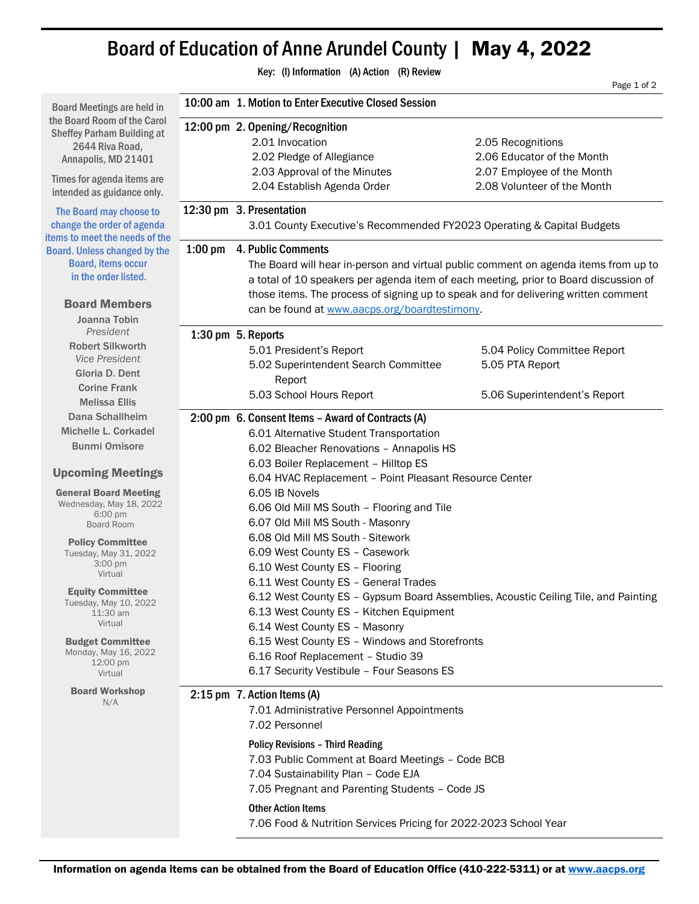# Board of Education of Anne Arundel County | May 4, 2022

Key: (I) Information (A) Action (R) Review

Board Meetings are held in the Board Room of the Carol Sheffey Parham Building at 2644 Riva Road, Annapolis, MD 21401

Times for agenda items are intended as guidance only.

The Board may choose to change the order of agenda items to meet the needs of the Board. Unless changed by the Board, items occur in the order listed.

## Board Members

Joanna Tobin
*President*

Robert Silkworth
*Vice President*

Gloria D. Dent

Corine Frank

Melissa Ellis

Dana Schallheim

Michelle L. Corkadel

Bunmi Omisore

## Upcoming Meetings

**General Board Meeting**
Wednesday, May 18, 2022
6:00 pm
Board Room

**Policy Committee**
Tuesday, May 31, 2022
3:00 pm
Virtual

**Equity Committee**
Tuesday, May 10, 2022
11:30 am
Virtual

**Budget Committee**
Monday, May 16, 2022
12:00 pm
Virtual

**Board Workshop**
N/A

---

**10:00 am 1. Motion to Enter Executive Closed Session**

**12:00 pm 2. Opening/Recognition**

- 2.01 Invocation
- 2.02 Pledge of Allegiance
- 2.03 Approval of the Minutes
- 2.04 Establish Agenda Order
- 2.05 Recognitions
- 2.06 Educator of the Month
- 2.07 Employee of the Month
- 2.08 Volunteer of the Month

**12:30 pm 3. Presentation**

- 3.01 County Executive's Recommended FY2023 Operating & Capital Budgets

**1:00 pm 4. Public Comments**

The Board will hear in-person and virtual public comment on agenda items from up to a total of 10 speakers per agenda item of each meeting, prior to Board discussion of those items. The process of signing up to speak and for delivering written comment can be found at www.aacps.org/boardtestimony.

**1:30 pm 5. Reports**

- 5.01 President's Report
- 5.02 Superintendent Search Committee Report
- 5.03 School Hours Report
- 5.04 Policy Committee Report
- 5.05 PTA Report
- 5.06 Superintendent's Report

**2:00 pm 6. Consent Items – Award of Contracts (A)**

- 6.01 Alternative Student Transportation
- 6.02 Bleacher Renovations – Annapolis HS
- 6.03 Boiler Replacement – Hilltop ES
- 6.04 HVAC Replacement – Point Pleasant Resource Center
- 6.05 IB Novels
- 6.06 Old Mill MS South – Flooring and Tile
- 6.07 Old Mill MS South - Masonry
- 6.08 Old Mill MS South - Sitework
- 6.09 West County ES – Casework
- 6.10 West County ES – Flooring
- 6.11 West County ES – General Trades
- 6.12 West County ES – Gypsum Board Assemblies, Acoustic Ceiling Tile, and Painting
- 6.13 West County ES – Kitchen Equipment
- 6.14 West County ES – Masonry
- 6.15 West County ES – Windows and Storefronts
- 6.16 Roof Replacement – Studio 39
- 6.17 Security Vestibule – Four Seasons ES

**2:15 pm 7. Action Items (A)**

- 7.01 Administrative Personnel Appointments
- 7.02 Personnel

**Policy Revisions – Third Reading**

- 7.03 Public Comment at Board Meetings – Code BCB
- 7.04 Sustainability Plan – Code EJA
- 7.05 Pregnant and Parenting Students – Code JS

**Other Action Items**

- 7.06 Food & Nutrition Services Pricing for 2022-2023 School Year

---

**Information on agenda items can be obtained from the Board of Education Office (410-222-5311) or at www.aacps.org**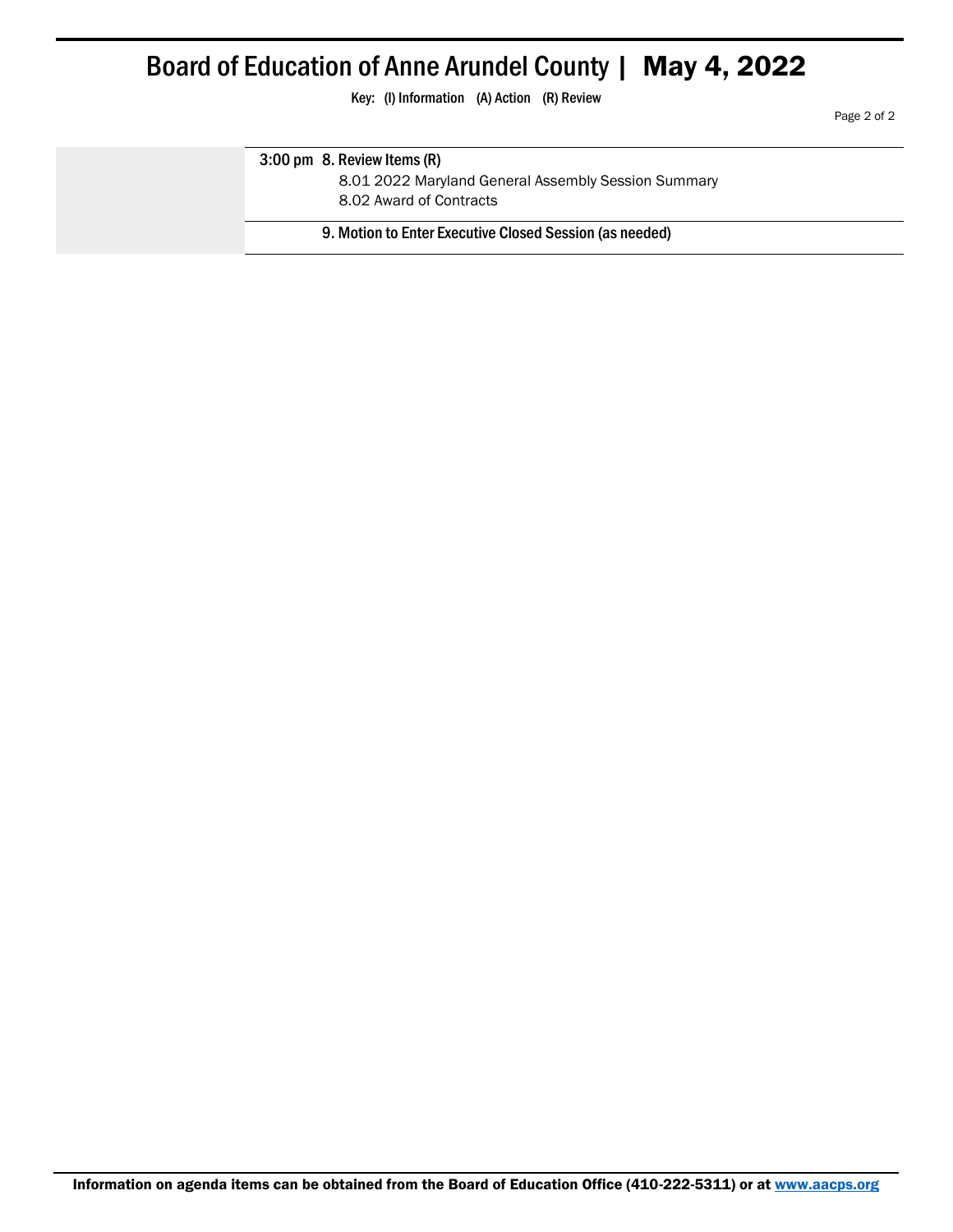# Board of Education of Anne Arundel County | May 4, 2022

Key: (I) Information (A) Action (R) Review

3:00 pm **8. Review Items (R)**

8.01 2022 Maryland General Assembly Session Summary

8.02 Award of Contracts

**9. Motion to Enter Executive Closed Session (as needed)**

**Information on agenda items can be obtained from the Board of Education Office (410-222-5311) or at [www.aacps.org](www.aacps.org)**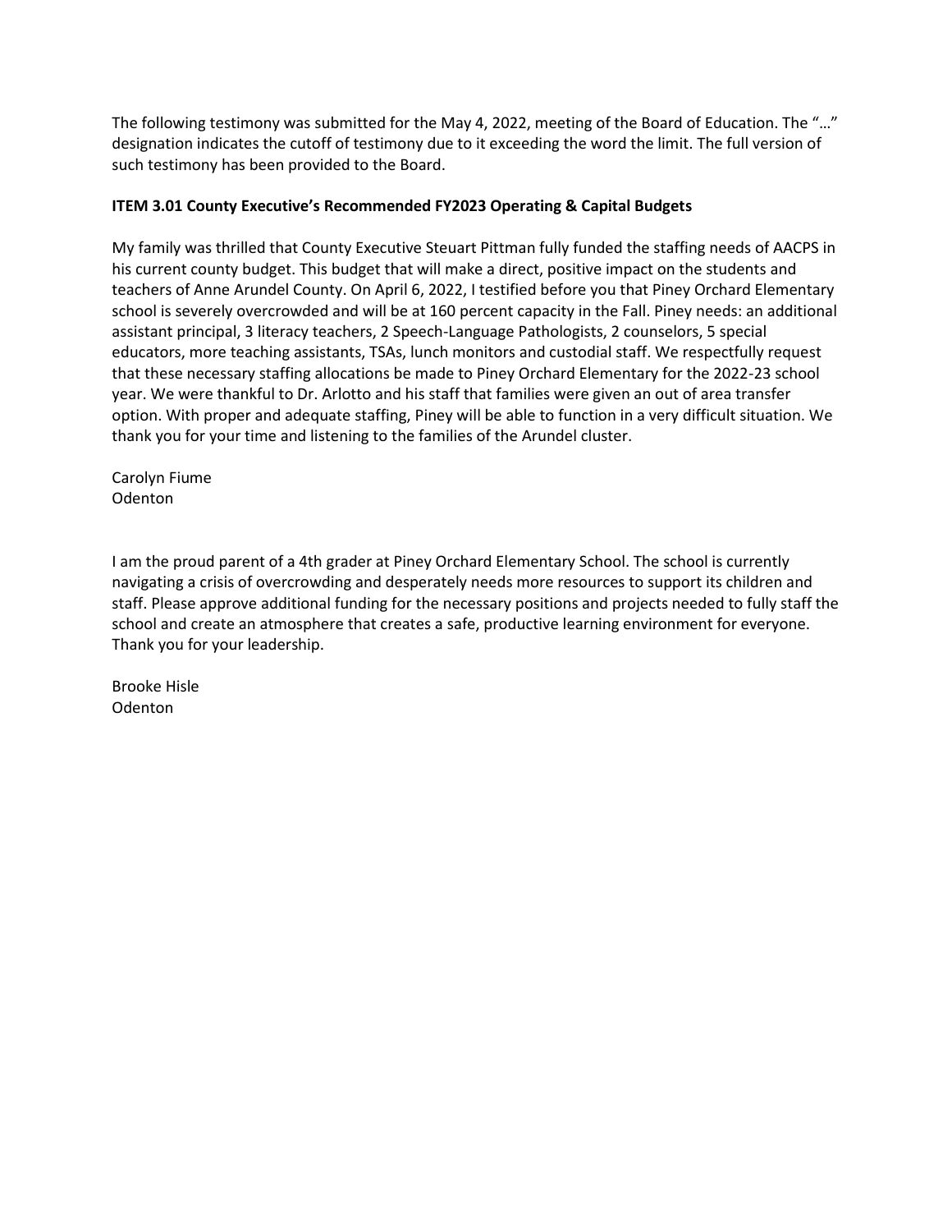The following testimony was submitted for the May 4, 2022, meeting of the Board of Education. The "…" designation indicates the cutoff of testimony due to it exceeding the word the limit. The full version of such testimony has been provided to the Board.

**ITEM 3.01 County Executive's Recommended FY2023 Operating & Capital Budgets**

My family was thrilled that County Executive Steuart Pittman fully funded the staffing needs of AACPS in his current county budget. This budget that will make a direct, positive impact on the students and teachers of Anne Arundel County. On April 6, 2022, I testified before you that Piney Orchard Elementary school is severely overcrowded and will be at 160 percent capacity in the Fall. Piney needs: an additional assistant principal, 3 literacy teachers, 2 Speech-Language Pathologists, 2 counselors, 5 special educators, more teaching assistants, TSAs, lunch monitors and custodial staff. We respectfully request that these necessary staffing allocations be made to Piney Orchard Elementary for the 2022-23 school year. We were thankful to Dr. Arlotto and his staff that families were given an out of area transfer option. With proper and adequate staffing, Piney will be able to function in a very difficult situation. We thank you for your time and listening to the families of the Arundel cluster.

Carolyn Fiume
Odenton

I am the proud parent of a 4th grader at Piney Orchard Elementary School. The school is currently navigating a crisis of overcrowding and desperately needs more resources to support its children and staff. Please approve additional funding for the necessary positions and projects needed to fully staff the school and create an atmosphere that creates a safe, productive learning environment for everyone. Thank you for your leadership.

Brooke Hisle
Odenton